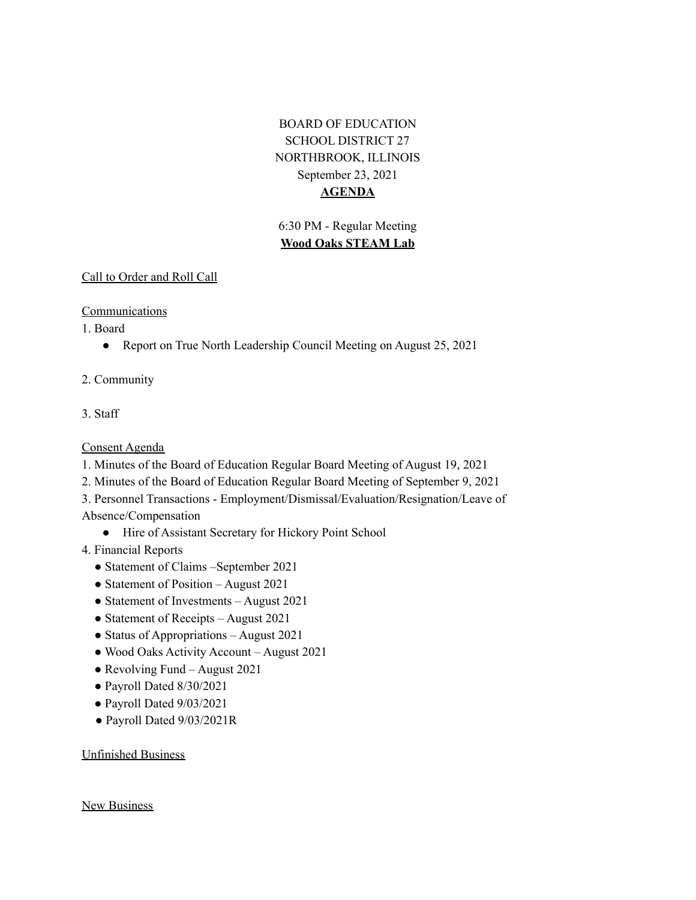BOARD OF EDUCATION
SCHOOL DISTRICT 27
NORTHBROOK, ILLINOIS
September 23, 2021
**AGENDA**

6:30 PM - Regular Meeting
**Wood Oaks STEAM Lab**

Call to Order and Roll Call

Communications

1. Board
   - Report on True North Leadership Council Meeting on August 25, 2021

2. Community

3. Staff

Consent Agenda

1. Minutes of the Board of Education Regular Board Meeting of August 19, 2021
2. Minutes of the Board of Education Regular Board Meeting of September 9, 2021
3. Personnel Transactions - Employment/Dismissal/Evaluation/Resignation/Leave of Absence/Compensation
   - Hire of Assistant Secretary for Hickory Point School
4. Financial Reports
   - Statement of Claims –September 2021
   - Statement of Position – August 2021
   - Statement of Investments – August 2021
   - Statement of Receipts – August 2021
   - Status of Appropriations – August 2021
   - Wood Oaks Activity Account – August 2021
   - Revolving Fund – August 2021
   - Payroll Dated 8/30/2021
   - Payroll Dated 9/03/2021
   - Payroll Dated 9/03/2021R

Unfinished Business

New Business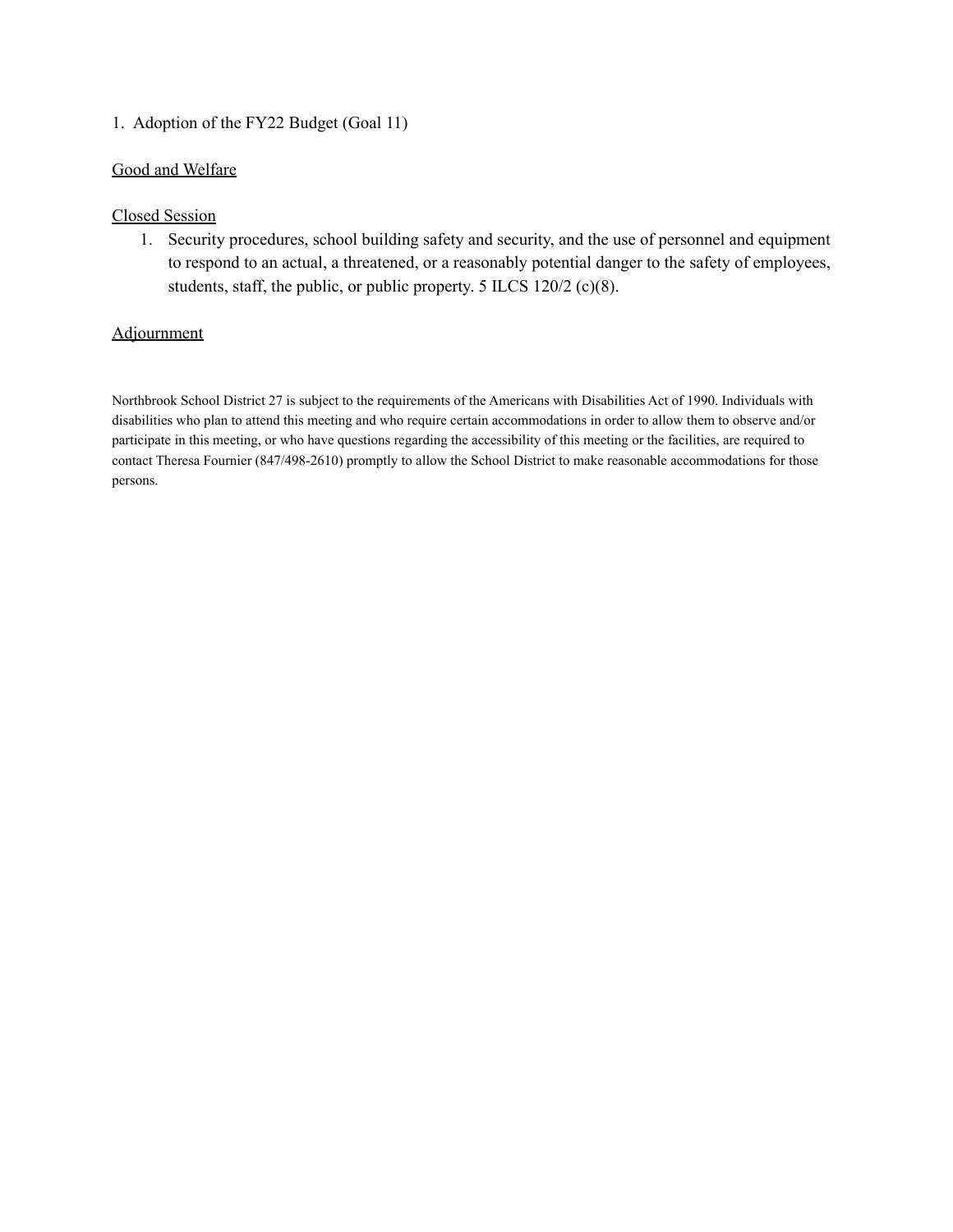1. Adoption of the FY22 Budget (Goal 11)

<u>Good and Welfare</u>

<u>Closed Session</u>

1. Security procedures, school building safety and security, and the use of personnel and equipment to respond to an actual, a threatened, or a reasonably potential danger to the safety of employees, students, staff, the public, or public property. 5 ILCS 120/2 (c)(8).

<u>Adjournment</u>

Northbrook School District 27 is subject to the requirements of the Americans with Disabilities Act of 1990. Individuals with disabilities who plan to attend this meeting and who require certain accommodations in order to allow them to observe and/or participate in this meeting, or who have questions regarding the accessibility of this meeting or the facilities, are required to contact Theresa Fournier (847/498-2610) promptly to allow the School District to make reasonable accommodations for those persons.